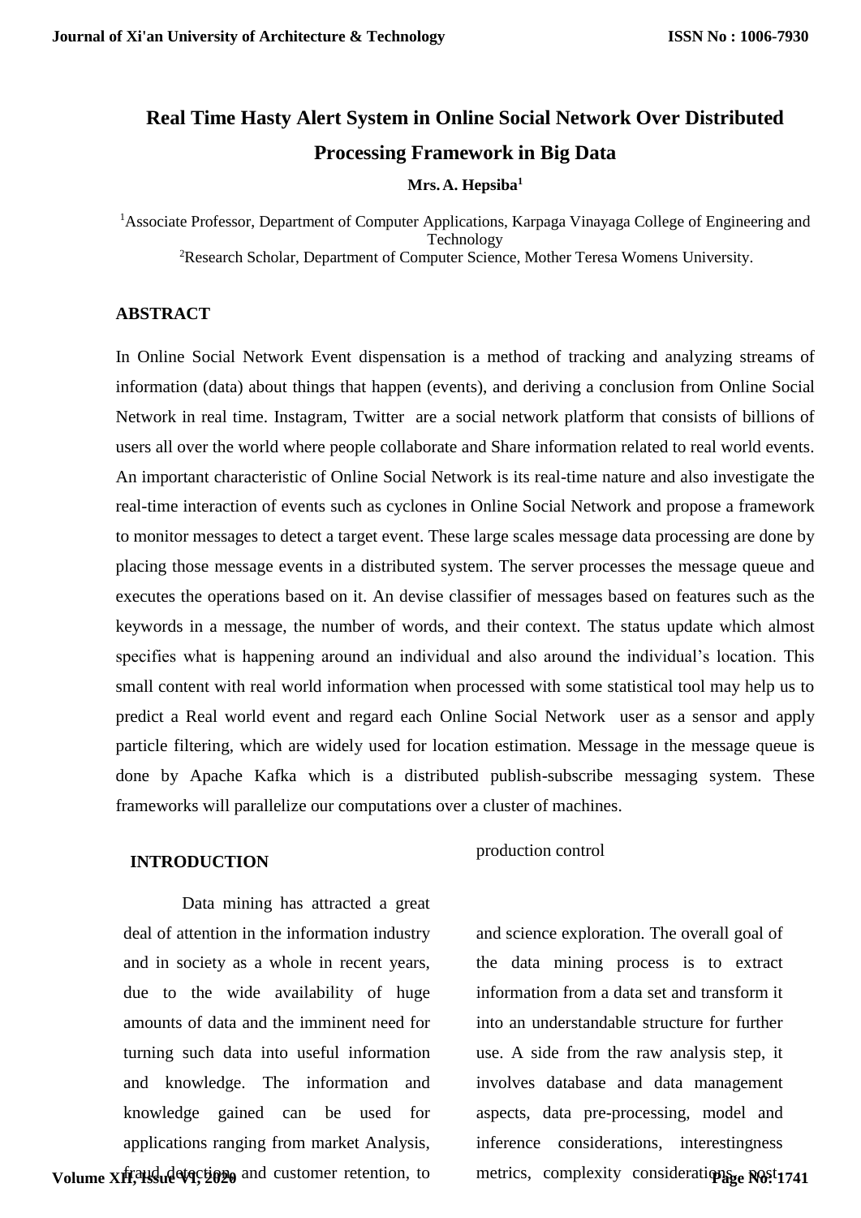# Real Time Hasty Alert System in Online Social Network Over Distributed Processing Framework in Big Data

**Mrs. A. Hepsiba[1]**

[1]Associate Professor, Department of Computer Applications, Karpaga Vinayaga College of Engineering and Technology
[2]Research Scholar, Department of Computer Science, Mother Teresa Womens University.

## ABSTRACT

In Online Social Network Event dispensation is a method of tracking and analyzing streams of information (data) about things that happen (events), and deriving a conclusion from Online Social Network in real time. Instagram, Twitter are a social network platform that consists of billions of users all over the world where people collaborate and Share information related to real world events. An important characteristic of Online Social Network is its real-time nature and also investigate the real-time interaction of events such as cyclones in Online Social Network and propose a framework to monitor messages to detect a target event. These large scales message data processing are done by placing those message events in a distributed system. The server processes the message queue and executes the operations based on it. An devise classifier of messages based on features such as the keywords in a message, the number of words, and their context. The status update which almost specifies what is happening around an individual and also around the individual's location. This small content with real world information when processed with some statistical tool may help us to predict a Real world event and regard each Online Social Network user as a sensor and apply particle filtering, which are widely used for location estimation. Message in the message queue is done by Apache Kafka which is a distributed publish-subscribe messaging system. These frameworks will parallelize our computations over a cluster of machines.

## INTRODUCTION

Data mining has attracted a great deal of attention in the information industry and in society as a whole in recent years, due to the wide availability of huge amounts of data and the imminent need for turning such data into useful information and knowledge. The information and knowledge gained can be used for applications ranging from market Analysis, fraud detection, and customer retention, to production control and science exploration. The overall goal of the data mining process is to extract information from a data set and transform it into an understandable structure for further use. A side from the raw analysis step, it involves database and data management aspects, data pre-processing, model and inference considerations, interestingness metrics, complexity considerations, post-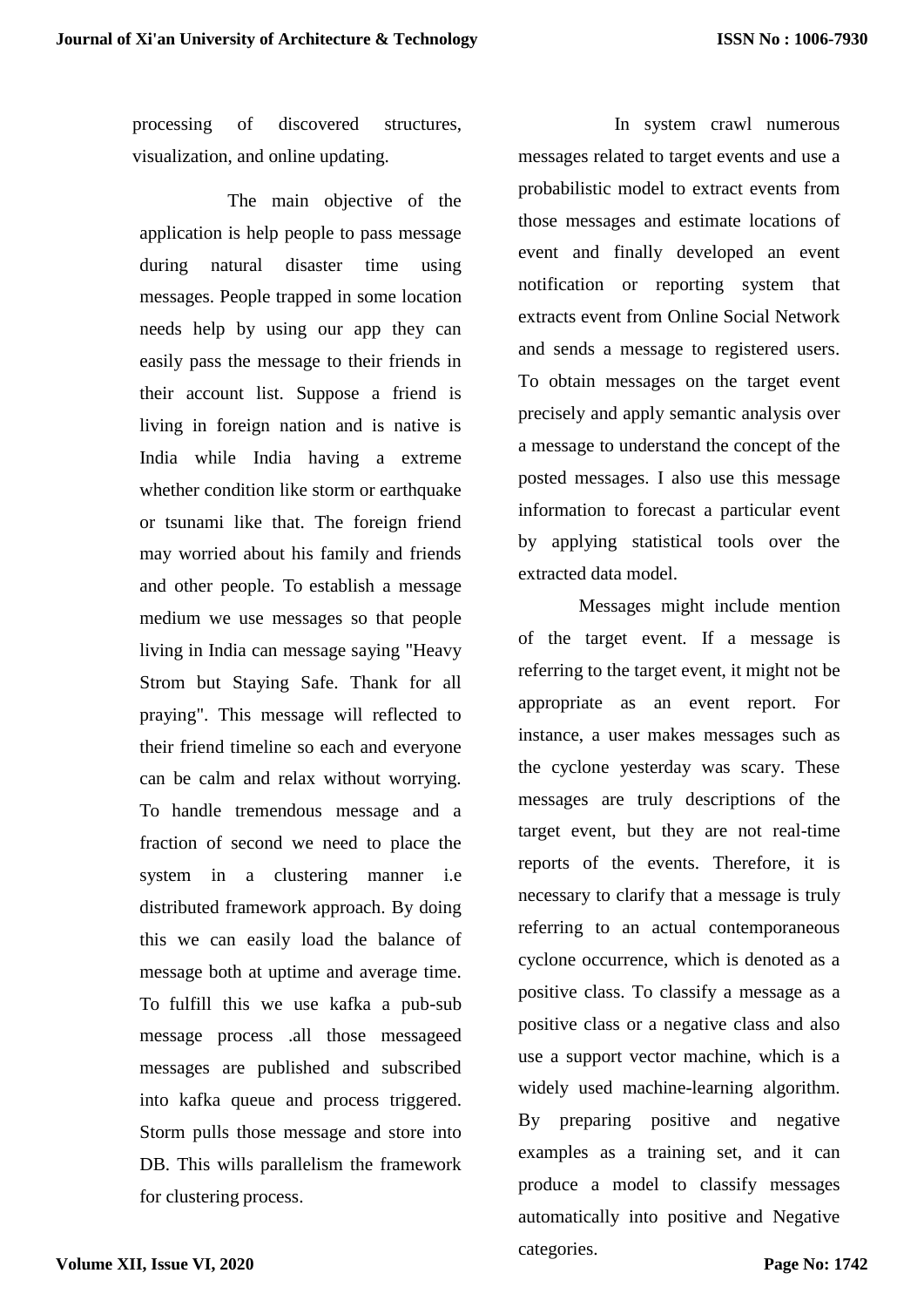processing of discovered structures, visualization, and online updating.

The main objective of the application is help people to pass message during natural disaster time using messages. People trapped in some location needs help by using our app they can easily pass the message to their friends in their account list. Suppose a friend is living in foreign nation and is native is India while India having a extreme whether condition like storm or earthquake or tsunami like that. The foreign friend may worried about his family and friends and other people. To establish a message medium we use messages so that people living in India can message saying "Heavy Strom but Staying Safe. Thank for all praying". This message will reflected to their friend timeline so each and everyone can be calm and relax without worrying. To handle tremendous message and a fraction of second we need to place the system in a clustering manner i.e distributed framework approach. By doing this we can easily load the balance of message both at uptime and average time. To fulfill this we use kafka a pub-sub message process .all those messageed messages are published and subscribed into kafka queue and process triggered. Storm pulls those message and store into DB. This wills parallelism the framework for clustering process.

In system crawl numerous messages related to target events and use a probabilistic model to extract events from those messages and estimate locations of event and finally developed an event notification or reporting system that extracts event from Online Social Network and sends a message to registered users. To obtain messages on the target event precisely and apply semantic analysis over a message to understand the concept of the posted messages. I also use this message information to forecast a particular event by applying statistical tools over the extracted data model.

Messages might include mention of the target event. If a message is referring to the target event, it might not be appropriate as an event report. For instance, a user makes messages such as the cyclone yesterday was scary. These messages are truly descriptions of the target event, but they are not real-time reports of the events. Therefore, it is necessary to clarify that a message is truly referring to an actual contemporaneous cyclone occurrence, which is denoted as a positive class. To classify a message as a positive class or a negative class and also use a support vector machine, which is a widely used machine-learning algorithm. By preparing positive and negative examples as a training set, and it can produce a model to classify messages automatically into positive and Negative categories.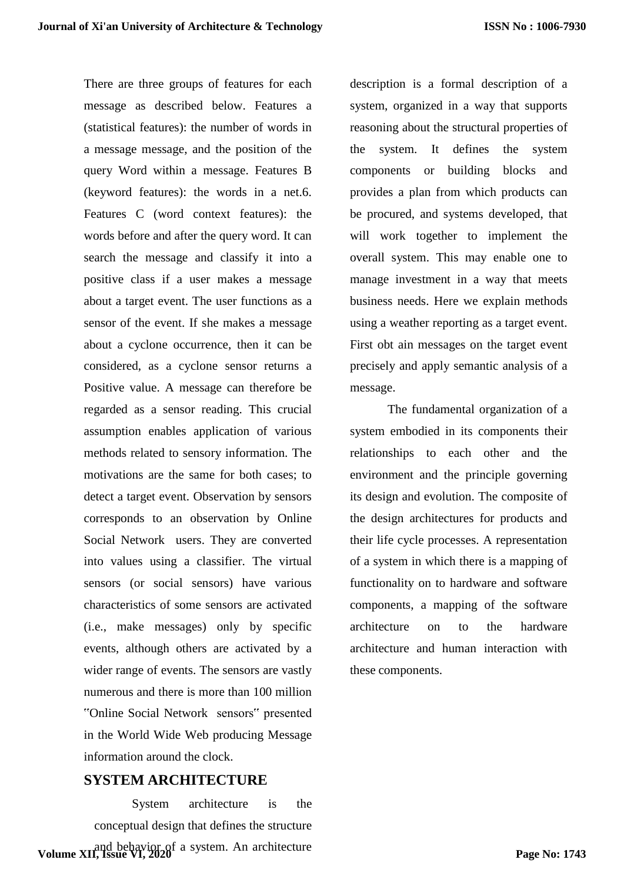There are three groups of features for each message as described below. Features a (statistical features): the number of words in a message message, and the position of the query Word within a message. Features B (keyword features): the words in a net.6. Features C (word context features): the words before and after the query word. It can search the message and classify it into a positive class if a user makes a message about a target event. The user functions as a sensor of the event. If she makes a message about a cyclone occurrence, then it can be considered, as a cyclone sensor returns a Positive value. A message can therefore be regarded as a sensor reading. This crucial assumption enables application of various methods related to sensory information. The motivations are the same for both cases; to detect a target event. Observation by sensors corresponds to an observation by Online Social Network users. They are converted into values using a classifier. The virtual sensors (or social sensors) have various characteristics of some sensors are activated (i.e., make messages) only by specific events, although others are activated by a wider range of events. The sensors are vastly numerous and there is more than 100 million "Online Social Network sensors" presented in the World Wide Web producing Message information around the clock.

## SYSTEM ARCHITECTURE

System architecture is the conceptual design that defines the structure and behavior of a system. An architecture description is a formal description of a system, organized in a way that supports reasoning about the structural properties of the system. It defines the system components or building blocks and provides a plan from which products can be procured, and systems developed, that will work together to implement the overall system. This may enable one to manage investment in a way that meets business needs. Here we explain methods using a weather reporting as a target event. First obt ain messages on the target event precisely and apply semantic analysis of a message.

The fundamental organization of a system embodied in its components their relationships to each other and the environment and the principle governing its design and evolution. The composite of the design architectures for products and their life cycle processes. A representation of a system in which there is a mapping of functionality on to hardware and software components, a mapping of the software architecture on to the hardware architecture and human interaction with these components.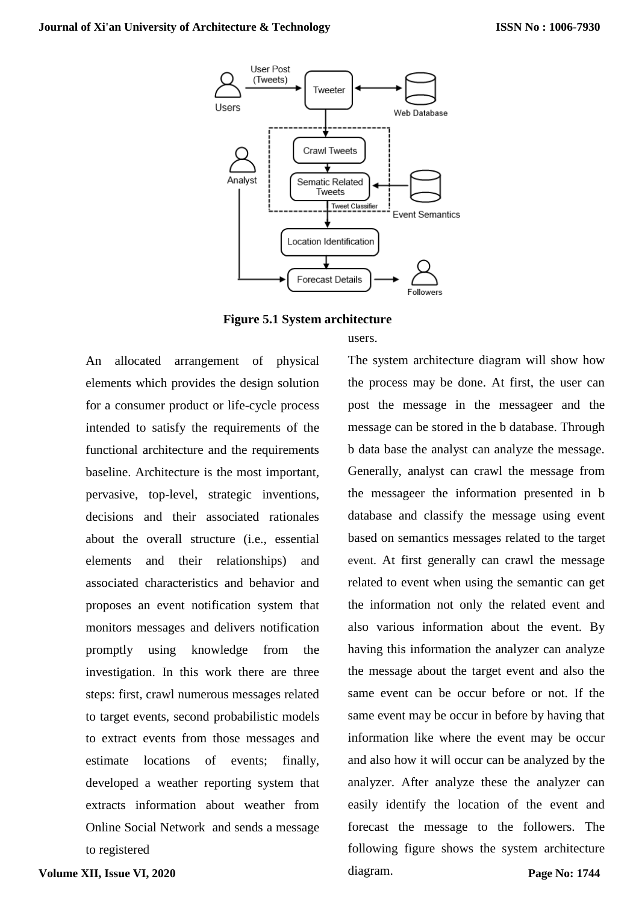Figure 5.1 System architecture

An allocated arrangement of physical elements which provides the design solution for a consumer product or life-cycle process intended to satisfy the requirements of the functional architecture and the requirements baseline. Architecture is the most important, pervasive, top-level, strategic inventions, decisions and their associated rationales about the overall structure (i.e., essential elements and their relationships) and associated characteristics and behavior and proposes an event notification system that monitors messages and delivers notification promptly using knowledge from the investigation. In this work there are three steps: first, crawl numerous messages related to target events, second probabilistic models to extract events from those messages and estimate locations of events; finally, developed a weather reporting system that extracts information about weather from Online Social Network and sends a message to registered users.

The system architecture diagram will show how the process may be done. At first, the user can post the message in the messageer and the message can be stored in the b database. Through b data base the analyst can analyze the message. Generally, analyst can crawl the message from the messageer the information presented in b database and classify the message using event based on semantics messages related to the target event. At first generally can crawl the message related to event when using the semantic can get the information not only the related event and also various information about the event. By having this information the analyzer can analyze the message about the target event and also the same event can be occur before or not. If the same event may be occur in before by having that information like where the event may be occur and also how it will occur can be analyzed by the analyzer. After analyze these the analyzer can easily identify the location of the event and forecast the message to the followers. The following figure shows the system architecture diagram.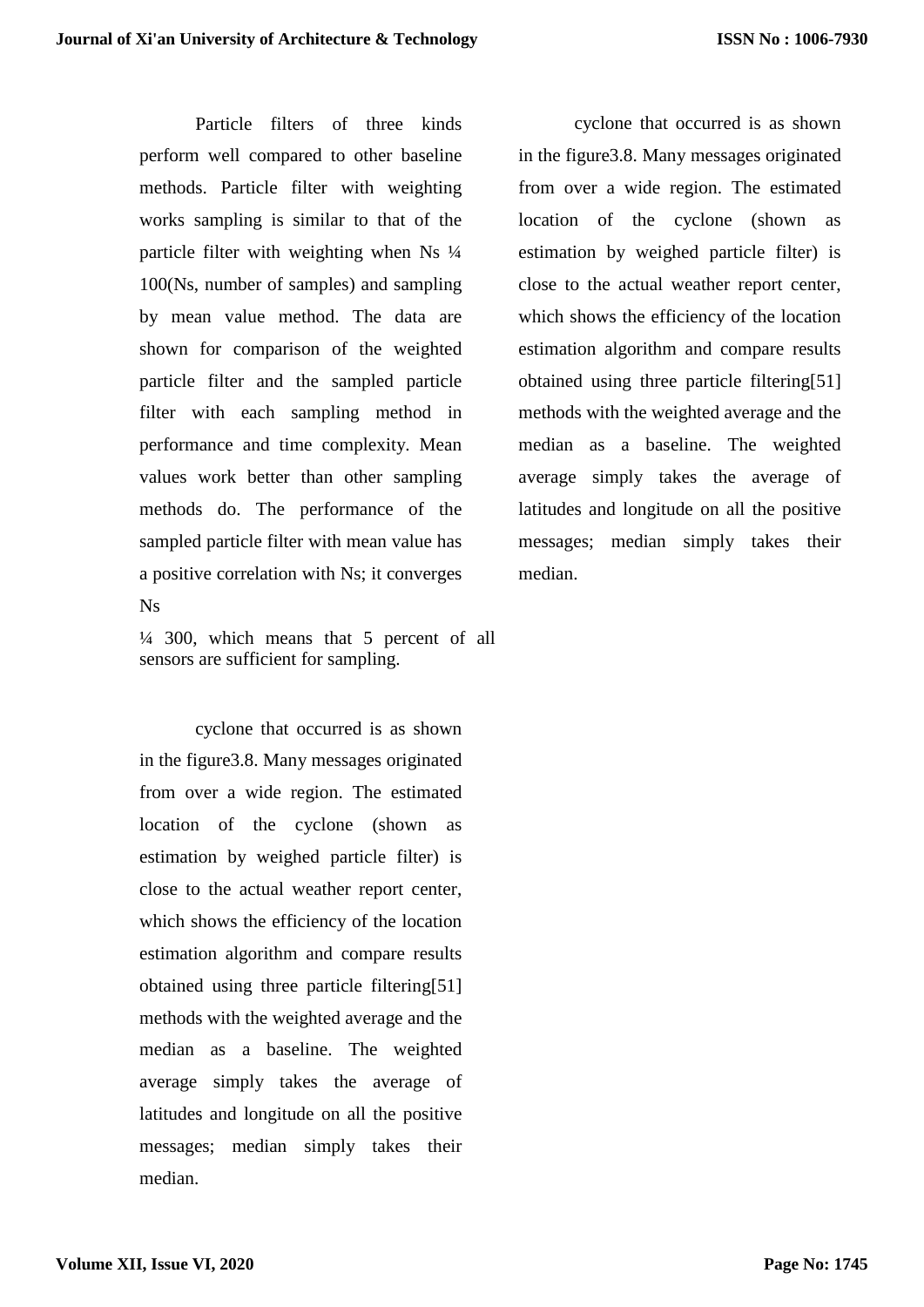Particle filters of three kinds perform well compared to other baseline methods. Particle filter with weighting works sampling is similar to that of the particle filter with weighting when Ns ¼ 100(Ns, number of samples) and sampling by mean value method. The data are shown for comparison of the weighted particle filter and the sampled particle filter with each sampling method in performance and time complexity. Mean values work better than other sampling methods do. The performance of the sampled particle filter with mean value has a positive correlation with Ns; it converges Ns

¼ 300, which means that 5 percent of all sensors are sufficient for sampling.

cyclone that occurred is as shown in the figure3.8. Many messages originated from over a wide region. The estimated location of the cyclone (shown as estimation by weighed particle filter) is close to the actual weather report center, which shows the efficiency of the location estimation algorithm and compare results obtained using three particle filtering[51] methods with the weighted average and the median as a baseline. The weighted average simply takes the average of latitudes and longitude on all the positive messages; median simply takes their median.

cyclone that occurred is as shown in the figure3.8. Many messages originated from over a wide region. The estimated location of the cyclone (shown as estimation by weighed particle filter) is close to the actual weather report center, which shows the efficiency of the location estimation algorithm and compare results obtained using three particle filtering[51] methods with the weighted average and the median as a baseline. The weighted average simply takes the average of latitudes and longitude on all the positive messages; median simply takes their median.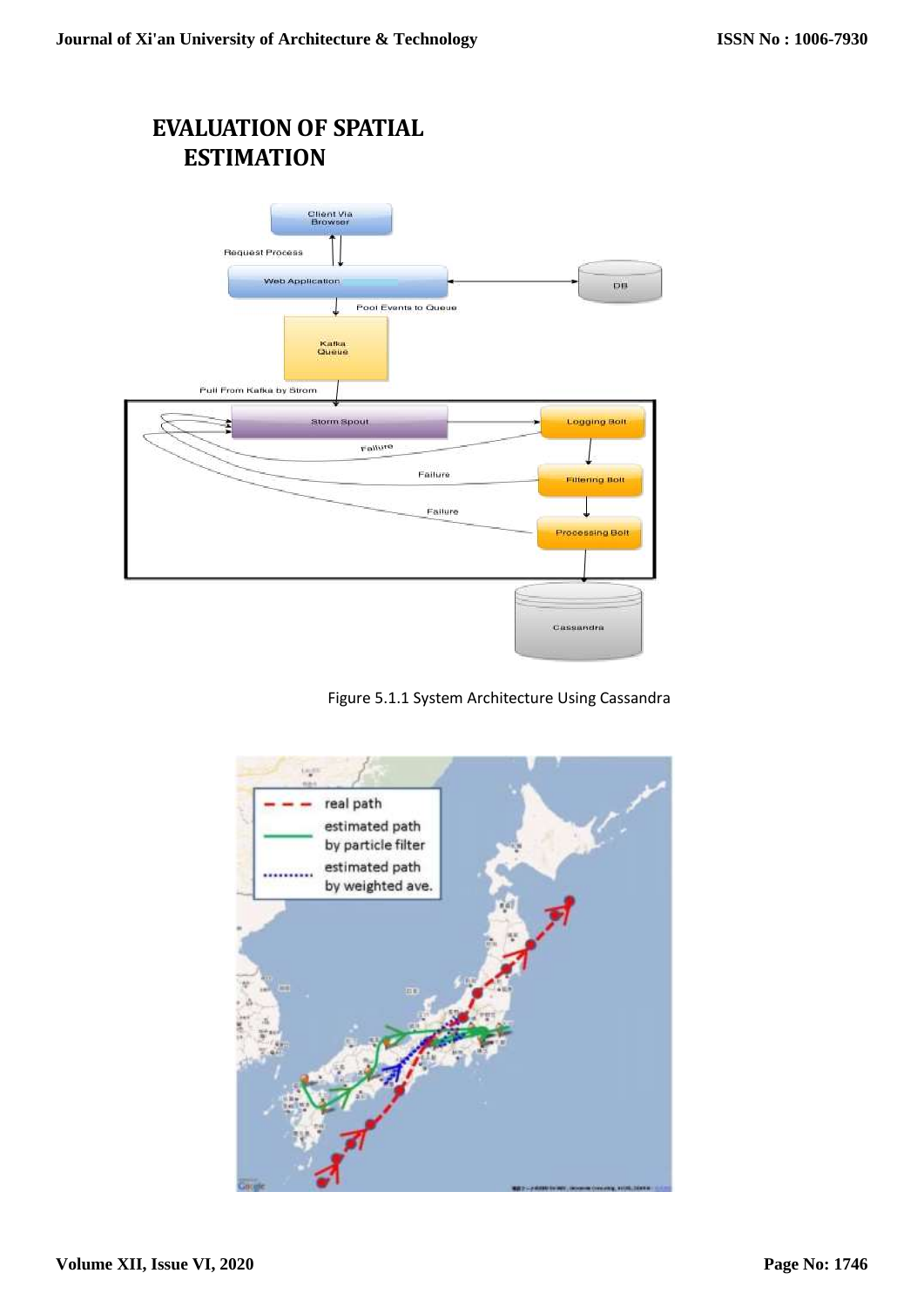## EVALUATION OF SPATIAL ESTIMATION

Figure 5.1.1 System Architecture Using Cassandra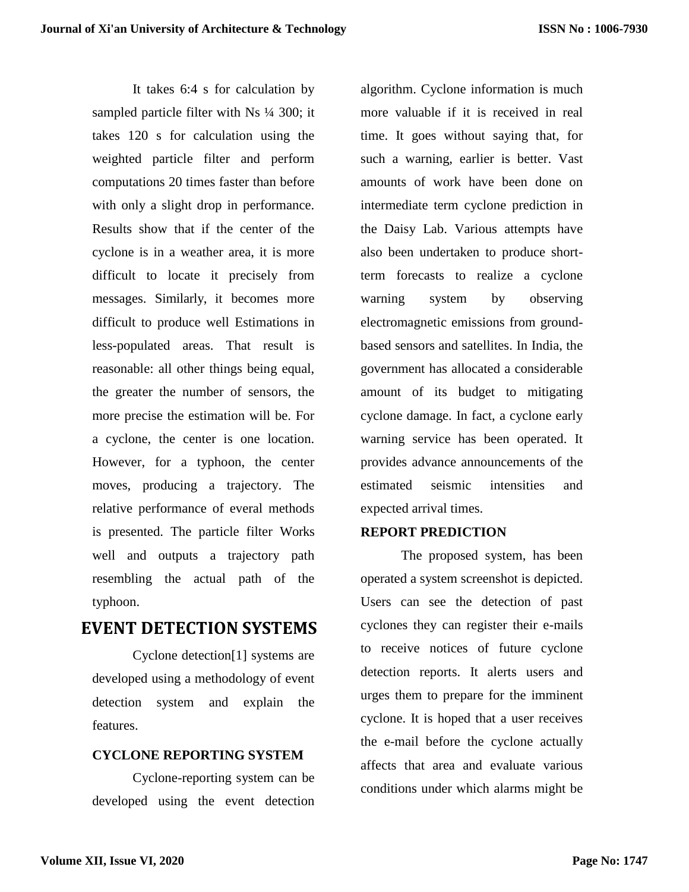It takes 6:4 s for calculation by sampled particle filter with Ns ¼ 300; it takes 120 s for calculation using the weighted particle filter and perform computations 20 times faster than before with only a slight drop in performance. Results show that if the center of the cyclone is in a weather area, it is more difficult to locate it precisely from messages. Similarly, it becomes more difficult to produce well Estimations in less-populated areas. That result is reasonable: all other things being equal, the greater the number of sensors, the more precise the estimation will be. For a cyclone, the center is one location. However, for a typhoon, the center moves, producing a trajectory. The relative performance of everal methods is presented. The particle filter Works well and outputs a trajectory path resembling the actual path of the typhoon.

## EVENT DETECTION SYSTEMS

Cyclone detection[1] systems are developed using a methodology of event detection system and explain the features.

### CYCLONE REPORTING SYSTEM

Cyclone-reporting system can be developed using the event detection algorithm. Cyclone information is much more valuable if it is received in real time. It goes without saying that, for such a warning, earlier is better. Vast amounts of work have been done on intermediate term cyclone prediction in the Daisy Lab. Various attempts have also been undertaken to produce short-term forecasts to realize a cyclone warning system by observing electromagnetic emissions from ground-based sensors and satellites. In India, the government has allocated a considerable amount of its budget to mitigating cyclone damage. In fact, a cyclone early warning service has been operated. It provides advance announcements of the estimated seismic intensities and expected arrival times.

### REPORT PREDICTION

The proposed system, has been operated a system screenshot is depicted. Users can see the detection of past cyclones they can register their e-mails to receive notices of future cyclone detection reports. It alerts users and urges them to prepare for the imminent cyclone. It is hoped that a user receives the e-mail before the cyclone actually affects that area and evaluate various conditions under which alarms might be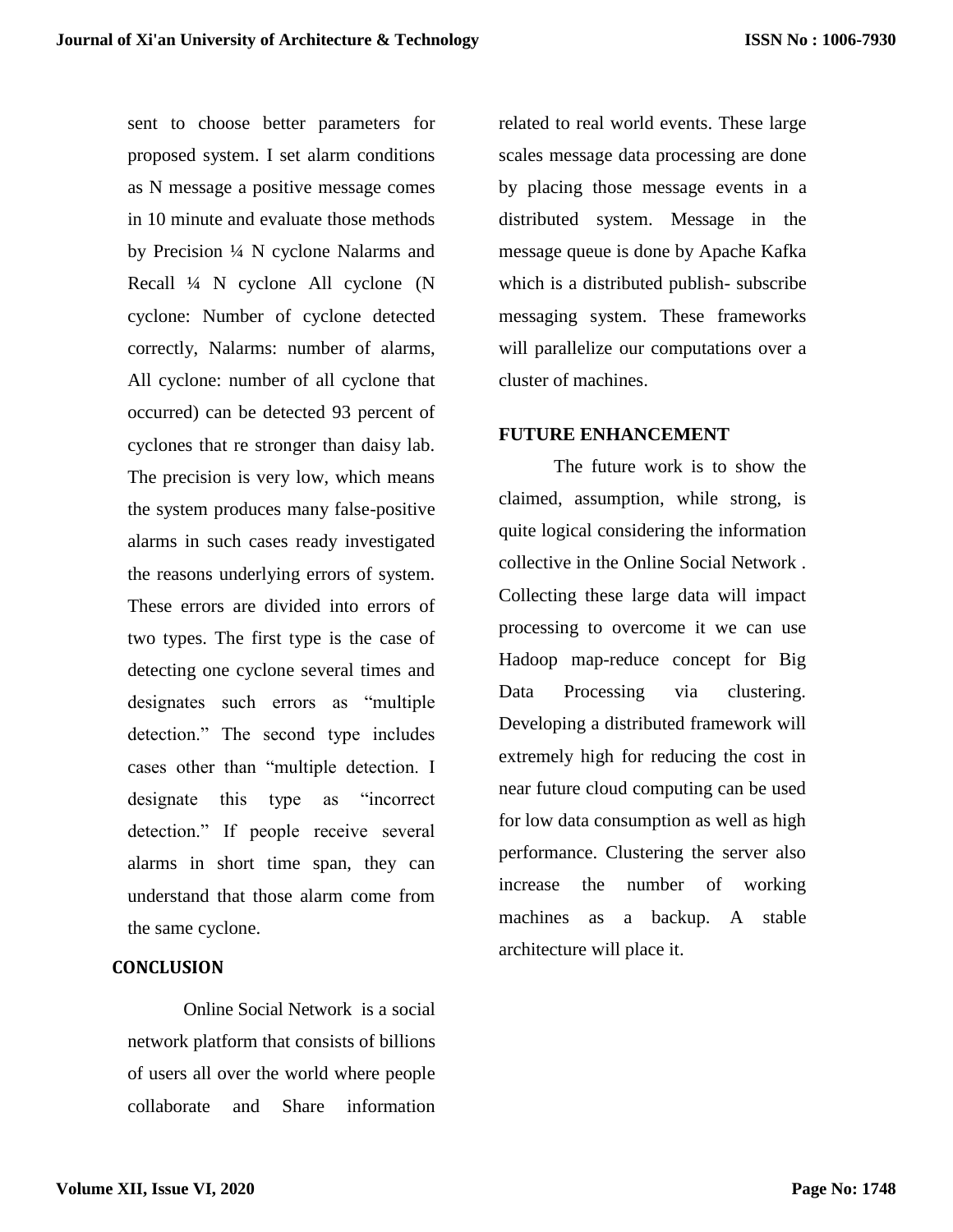sent to choose better parameters for proposed system. I set alarm conditions as N message a positive message comes in 10 minute and evaluate those methods by Precision ¼ N cyclone Nalarms and Recall ¼ N cyclone All cyclone (N cyclone: Number of cyclone detected correctly, Nalarms: number of alarms, All cyclone: number of all cyclone that occurred) can be detected 93 percent of cyclones that re stronger than daisy lab. The precision is very low, which means the system produces many false-positive alarms in such cases ready investigated the reasons underlying errors of system. These errors are divided into errors of two types. The first type is the case of detecting one cyclone several times and designates such errors as "multiple detection." The second type includes cases other than "multiple detection. I designate this type as "incorrect detection." If people receive several alarms in short time span, they can understand that those alarm come from the same cyclone.

## CONCLUSION

Online Social Network is a social network platform that consists of billions of users all over the world where people collaborate and Share information related to real world events. These large scales message data processing are done by placing those message events in a distributed system. Message in the message queue is done by Apache Kafka which is a distributed publish- subscribe messaging system. These frameworks will parallelize our computations over a cluster of machines.

## FUTURE ENHANCEMENT

The future work is to show the claimed, assumption, while strong, is quite logical considering the information collective in the Online Social Network . Collecting these large data will impact processing to overcome it we can use Hadoop map-reduce concept for Big Data Processing via clustering. Developing a distributed framework will extremely high for reducing the cost in near future cloud computing can be used for low data consumption as well as high performance. Clustering the server also increase the number of working machines as a backup. A stable architecture will place it.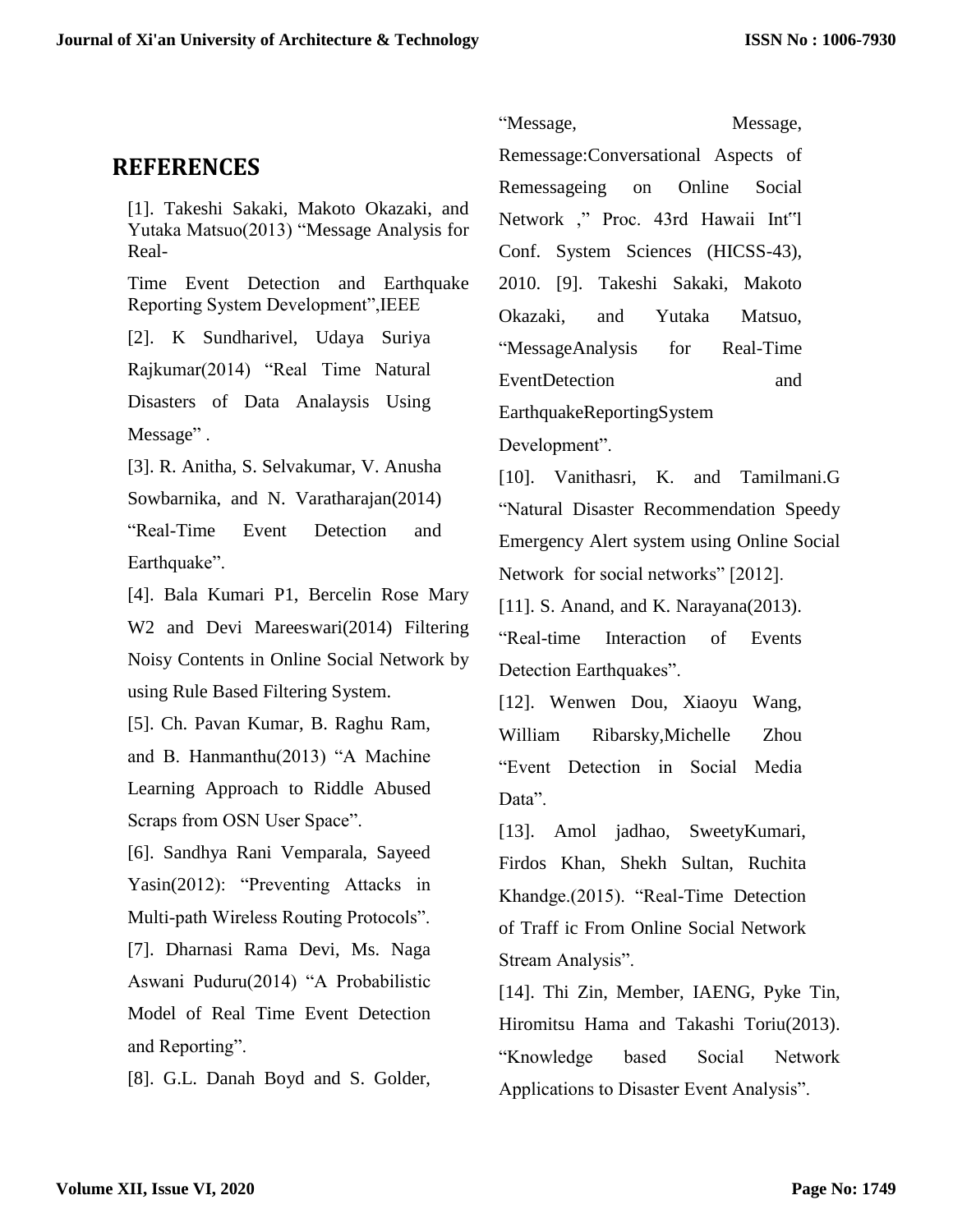## REFERENCES

[1]. Takeshi Sakaki, Makoto Okazaki, and Yutaka Matsuo(2013) "Message Analysis for Real-

Time Event Detection and Earthquake Reporting System Development",IEEE

[2]. K Sundharivel, Udaya Suriya Rajkumar(2014) "Real Time Natural Disasters of Data Analaysis Using Message" .

[3]. R. Anitha, S. Selvakumar, V. Anusha Sowbarnika, and N. Varatharajan(2014) "Real-Time Event Detection and Earthquake".

[4]. Bala Kumari P1, Bercelin Rose Mary W2 and Devi Mareeswari(2014) Filtering Noisy Contents in Online Social Network by using Rule Based Filtering System.

[5]. Ch. Pavan Kumar, B. Raghu Ram, and B. Hanmanthu(2013) "A Machine Learning Approach to Riddle Abused Scraps from OSN User Space".

[6]. Sandhya Rani Vemparala, Sayeed Yasin(2012): "Preventing Attacks in Multi-path Wireless Routing Protocols".

[7]. Dharnasi Rama Devi, Ms. Naga Aswani Puduru(2014) "A Probabilistic Model of Real Time Event Detection and Reporting".

[8]. G.L. Danah Boyd and S. Golder, "Message, Message, Remessage:Conversational Aspects of Remessageing on Online Social Network ," Proc. 43rd Hawaii Int"l Conf. System Sciences (HICSS-43), 2010. [9]. Takeshi Sakaki, Makoto Okazaki, and Yutaka Matsuo, "MessageAnalysis for Real-Time EventDetection and EarthquakeReportingSystem Development".

[10]. Vanithasri, K. and Tamilmani.G "Natural Disaster Recommendation Speedy Emergency Alert system using Online Social Network for social networks" [2012].

[11]. S. Anand, and K. Narayana(2013). "Real-time Interaction of Events Detection Earthquakes".

[12]. Wenwen Dou, Xiaoyu Wang, William Ribarsky,Michelle Zhou "Event Detection in Social Media Data".

[13]. Amol jadhao, SweetyKumari, Firdos Khan, Shekh Sultan, Ruchita Khandge.(2015). "Real-Time Detection of Traff ic From Online Social Network Stream Analysis".

[14]. Thi Zin, Member, IAENG, Pyke Tin, Hiromitsu Hama and Takashi Toriu(2013). "Knowledge based Social Network Applications to Disaster Event Analysis".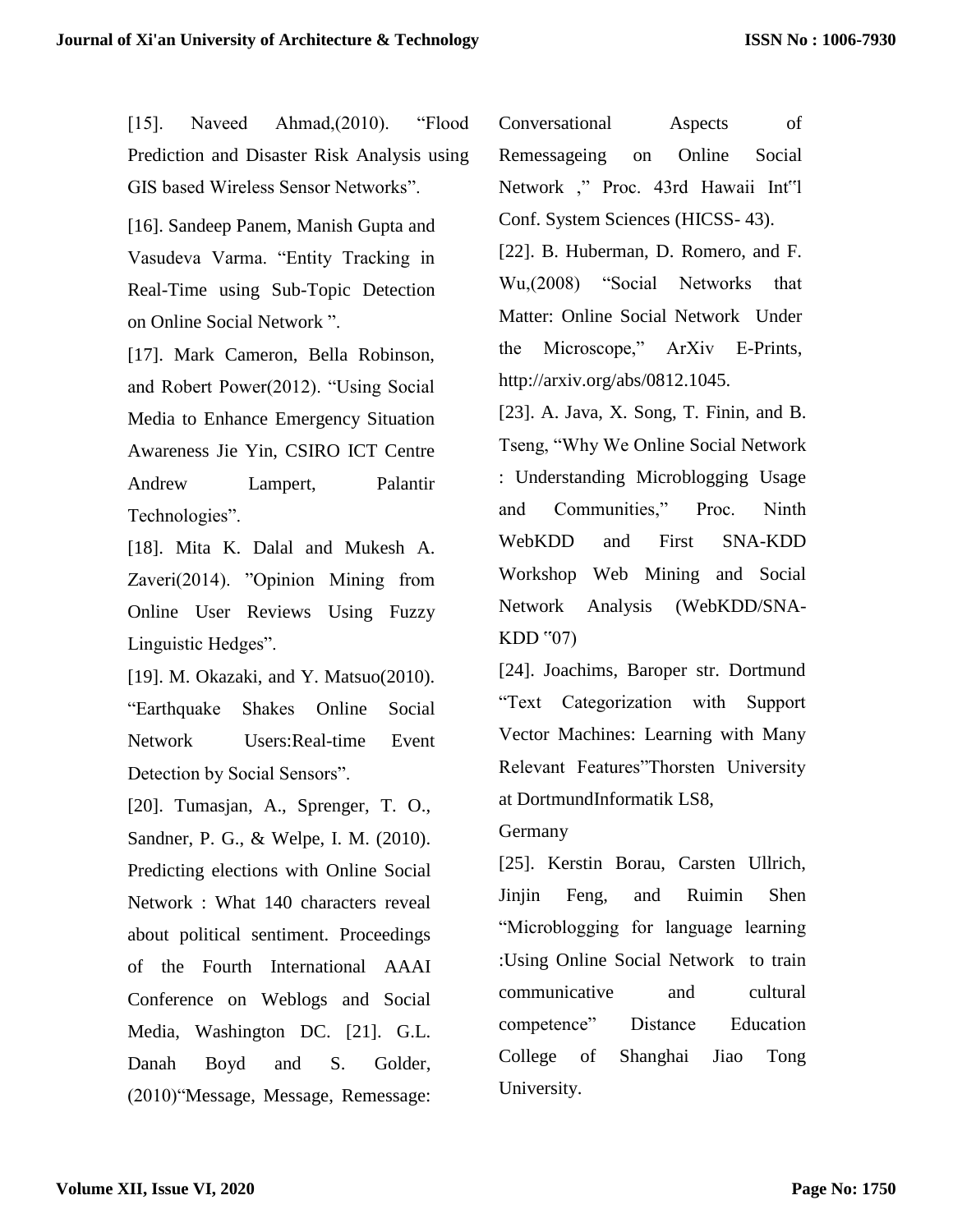[15]. Naveed Ahmad,(2010). "Flood Prediction and Disaster Risk Analysis using GIS based Wireless Sensor Networks".

[16]. Sandeep Panem, Manish Gupta and Vasudeva Varma. "Entity Tracking in Real-Time using Sub-Topic Detection on Online Social Network ".

[17]. Mark Cameron, Bella Robinson, and Robert Power(2012). "Using Social Media to Enhance Emergency Situation Awareness Jie Yin, CSIRO ICT Centre Andrew Lampert, Palantir Technologies".

[18]. Mita K. Dalal and Mukesh A. Zaveri(2014). "Opinion Mining from Online User Reviews Using Fuzzy Linguistic Hedges".

[19]. M. Okazaki, and Y. Matsuo(2010). "Earthquake Shakes Online Social Network Users:Real-time Event Detection by Social Sensors".

[20]. Tumasjan, A., Sprenger, T. O., Sandner, P. G., & Welpe, I. M. (2010). Predicting elections with Online Social Network : What 140 characters reveal about political sentiment. Proceedings of the Fourth International AAAI Conference on Weblogs and Social Media, Washington DC. [21]. G.L. Danah Boyd and S. Golder, (2010)"Message, Message, Remessage: Conversational Aspects of Remessageing on Online Social Network ," Proc. 43rd Hawaii Int‟l Conf. System Sciences (HICSS- 43).

[22]. B. Huberman, D. Romero, and F. Wu,(2008) "Social Networks that Matter: Online Social Network Under the Microscope," ArXiv E-Prints, http://arxiv.org/abs/0812.1045.

[23]. A. Java, X. Song, T. Finin, and B. Tseng, "Why We Online Social Network : Understanding Microblogging Usage and Communities," Proc. Ninth WebKDD and First SNA-KDD Workshop Web Mining and Social Network Analysis (WebKDD/SNA-KDD ‟07)

[24]. Joachims, Baroper str. Dortmund "Text Categorization with Support Vector Machines: Learning with Many Relevant Features"Thorsten University at DortmundInformatik LS8,

Germany

[25]. Kerstin Borau, Carsten Ullrich, Jinjin Feng, and Ruimin Shen "Microblogging for language learning :Using Online Social Network to train communicative and cultural competence" Distance Education College of Shanghai Jiao Tong University.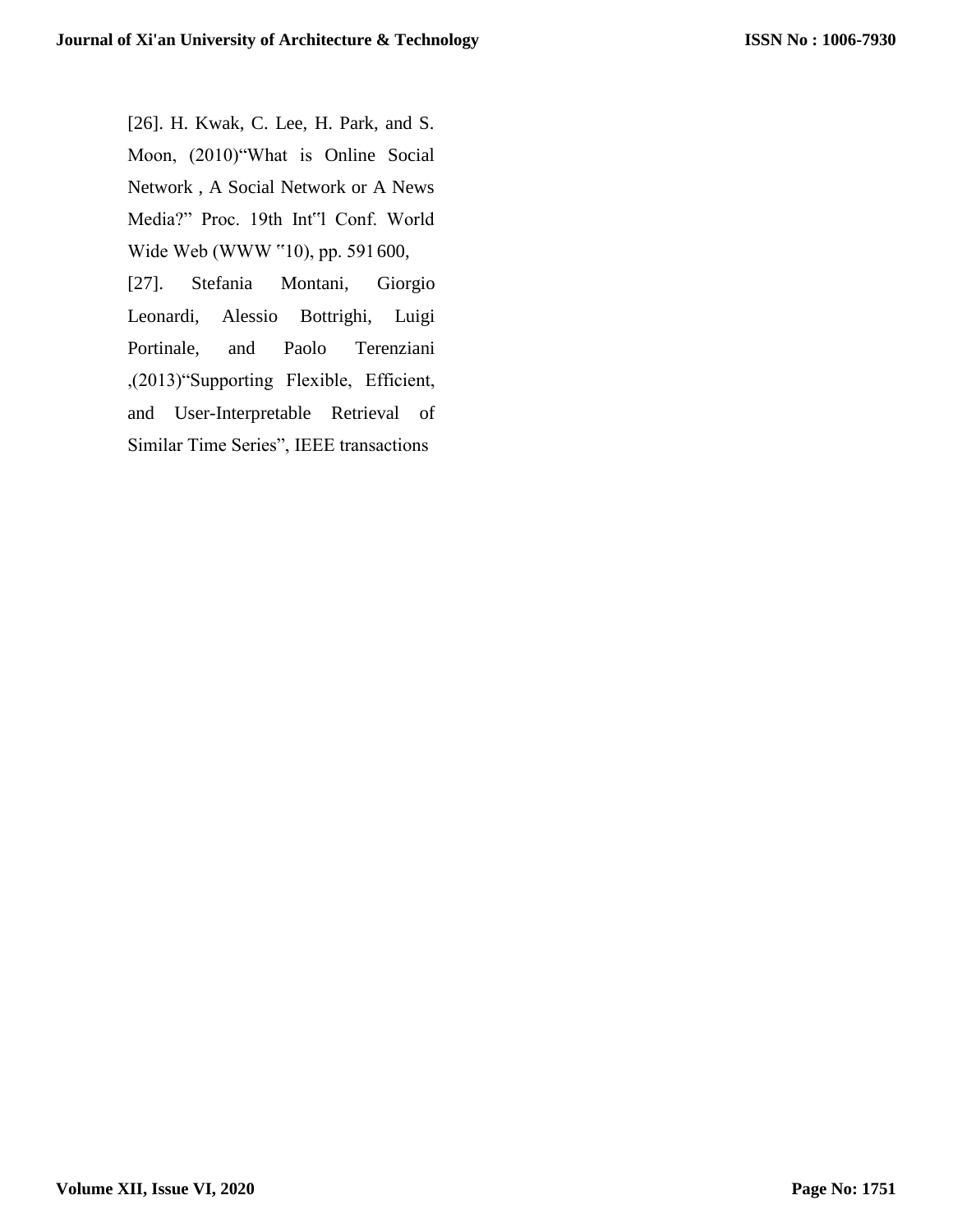[26]. H. Kwak, C. Lee, H. Park, and S. Moon, (2010)"What is Online Social Network , A Social Network or A News Media?" Proc. 19th Int"l Conf. World Wide Web (WWW "10), pp. 591 600,

[27]. Stefania Montani, Giorgio Leonardi, Alessio Bottrighi, Luigi Portinale, and Paolo Terenziani ,(2013)"Supporting Flexible, Efficient, and User-Interpretable Retrieval of Similar Time Series", IEEE transactions